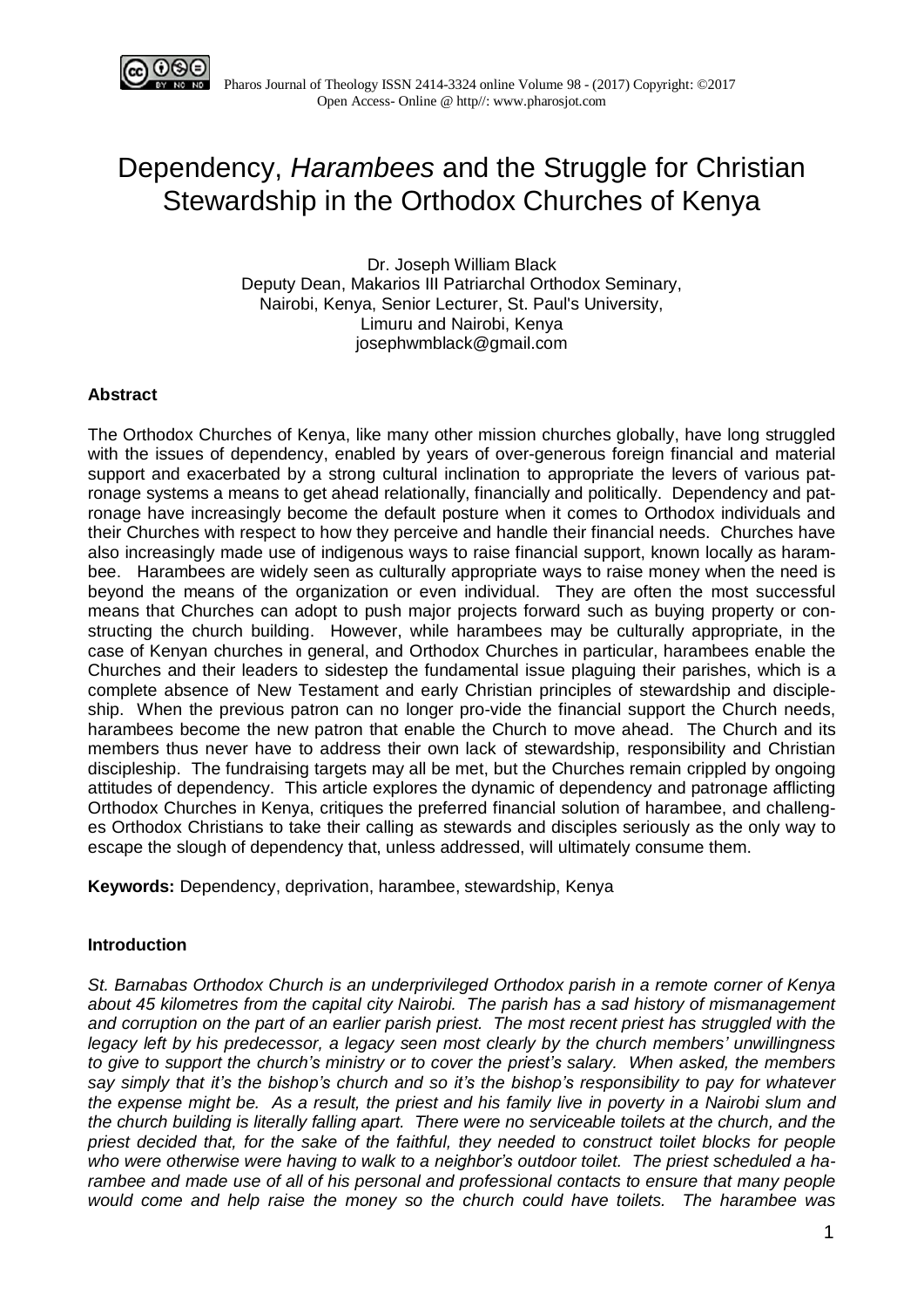# Dependency, *Harambees* and the Struggle for Christian Stewardship in the Orthodox Churches of Kenya

Dr. Joseph William Black
Deputy Dean, Makarios III Patriarchal Orthodox Seminary,
Nairobi, Kenya, Senior Lecturer, St. Paul's University,
Limuru and Nairobi, Kenya
josephwmblack@gmail.com

### Abstract

The Orthodox Churches of Kenya, like many other mission churches globally, have long struggled with the issues of dependency, enabled by years of over-generous foreign financial and material support and exacerbated by a strong cultural inclination to appropriate the levers of various patronage systems a means to get ahead relationally, financially and politically. Dependency and patronage have increasingly become the default posture when it comes to Orthodox individuals and their Churches with respect to how they perceive and handle their financial needs. Churches have also increasingly made use of indigenous ways to raise financial support, known locally as harambee. Harambees are widely seen as culturally appropriate ways to raise money when the need is beyond the means of the organization or even individual. They are often the most successful means that Churches can adopt to push major projects forward such as buying property or constructing the church building. However, while harambees may be culturally appropriate, in the case of Kenyan churches in general, and Orthodox Churches in particular, harambees enable the Churches and their leaders to sidestep the fundamental issue plaguing their parishes, which is a complete absence of New Testament and early Christian principles of stewardship and discipleship. When the previous patron can no longer pro-vide the financial support the Church needs, harambees become the new patron that enable the Church to move ahead. The Church and its members thus never have to address their own lack of stewardship, responsibility and Christian discipleship. The fundraising targets may all be met, but the Churches remain crippled by ongoing attitudes of dependency. This article explores the dynamic of dependency and patronage afflicting Orthodox Churches in Kenya, critiques the preferred financial solution of harambee, and challenges Orthodox Christians to take their calling as stewards and disciples seriously as the only way to escape the slough of dependency that, unless addressed, will ultimately consume them.

**Keywords:** Dependency, deprivation, harambee, stewardship, Kenya

### Introduction

*St. Barnabas Orthodox Church is an underprivileged Orthodox parish in a remote corner of Kenya about 45 kilometres from the capital city Nairobi. The parish has a sad history of mismanagement and corruption on the part of an earlier parish priest. The most recent priest has struggled with the legacy left by his predecessor, a legacy seen most clearly by the church members' unwillingness to give to support the church's ministry or to cover the priest's salary. When asked, the members say simply that it's the bishop's church and so it's the bishop's responsibility to pay for whatever the expense might be. As a result, the priest and his family live in poverty in a Nairobi slum and the church building is literally falling apart. There were no serviceable toilets at the church, and the priest decided that, for the sake of the faithful, they needed to construct toilet blocks for people who were otherwise were having to walk to a neighbor's outdoor toilet. The priest scheduled a harambee and made use of all of his personal and professional contacts to ensure that many people would come and help raise the money so the church could have toilets. The harambee was*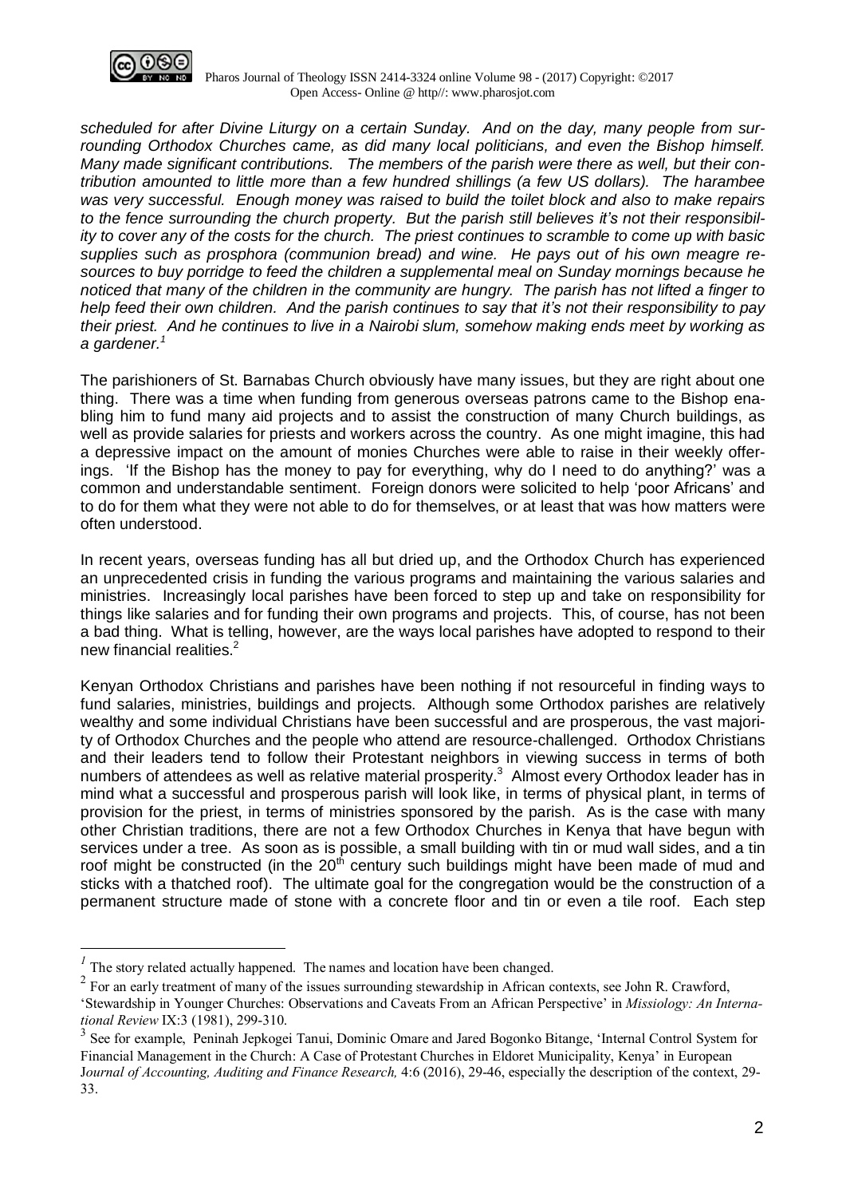*scheduled for after Divine Liturgy on a certain Sunday. And on the day, many people from surrounding Orthodox Churches came, as did many local politicians, and even the Bishop himself. Many made significant contributions. The members of the parish were there as well, but their contribution amounted to little more than a few hundred shillings (a few US dollars). The harambee was very successful. Enough money was raised to build the toilet block and also to make repairs to the fence surrounding the church property. But the parish still believes it's not their responsibility to cover any of the costs for the church. The priest continues to scramble to come up with basic supplies such as prosphora (communion bread) and wine. He pays out of his own meagre resources to buy porridge to feed the children a supplemental meal on Sunday mornings because he noticed that many of the children in the community are hungry. The parish has not lifted a finger to help feed their own children. And the parish continues to say that it's not their responsibility to pay their priest. And he continues to live in a Nairobi slum, somehow making ends meet by working as a gardener.*[1]

The parishioners of St. Barnabas Church obviously have many issues, but they are right about one thing. There was a time when funding from generous overseas patrons came to the Bishop enabling him to fund many aid projects and to assist the construction of many Church buildings, as well as provide salaries for priests and workers across the country. As one might imagine, this had a depressive impact on the amount of monies Churches were able to raise in their weekly offerings. 'If the Bishop has the money to pay for everything, why do I need to do anything?' was a common and understandable sentiment. Foreign donors were solicited to help 'poor Africans' and to do for them what they were not able to do for themselves, or at least that was how matters were often understood.

In recent years, overseas funding has all but dried up, and the Orthodox Church has experienced an unprecedented crisis in funding the various programs and maintaining the various salaries and ministries. Increasingly local parishes have been forced to step up and take on responsibility for things like salaries and for funding their own programs and projects. This, of course, has not been a bad thing. What is telling, however, are the ways local parishes have adopted to respond to their new financial realities.[2]

Kenyan Orthodox Christians and parishes have been nothing if not resourceful in finding ways to fund salaries, ministries, buildings and projects. Although some Orthodox parishes are relatively wealthy and some individual Christians have been successful and are prosperous, the vast majority of Orthodox Churches and the people who attend are resource-challenged. Orthodox Christians and their leaders tend to follow their Protestant neighbors in viewing success in terms of both numbers of attendees as well as relative material prosperity.[3] Almost every Orthodox leader has in mind what a successful and prosperous parish will look like, in terms of physical plant, in terms of provision for the priest, in terms of ministries sponsored by the parish. As is the case with many other Christian traditions, there are not a few Orthodox Churches in Kenya that have begun with services under a tree. As soon as is possible, a small building with tin or mud wall sides, and a tin roof might be constructed (in the 20th century such buildings might have been made of mud and sticks with a thatched roof). The ultimate goal for the congregation would be the construction of a permanent structure made of stone with a concrete floor and tin or even a tile roof. Each step

---

[1] The story related actually happened. The names and location have been changed.

[2] For an early treatment of many of the issues surrounding stewardship in African contexts, see John R. Crawford, 'Stewardship in Younger Churches: Observations and Caveats From an African Perspective' in *Missiology: An International Review* IX:3 (1981), 299-310.

[3] See for example, Peninah Jepkogei Tanui, Dominic Omare and Jared Bogonko Bitange, 'Internal Control System for Financial Management in the Church: A Case of Protestant Churches in Eldoret Municipality, Kenya' in European J*ournal of Accounting, Auditing and Finance Research,* 4:6 (2016), 29-46, especially the description of the context, 29-33.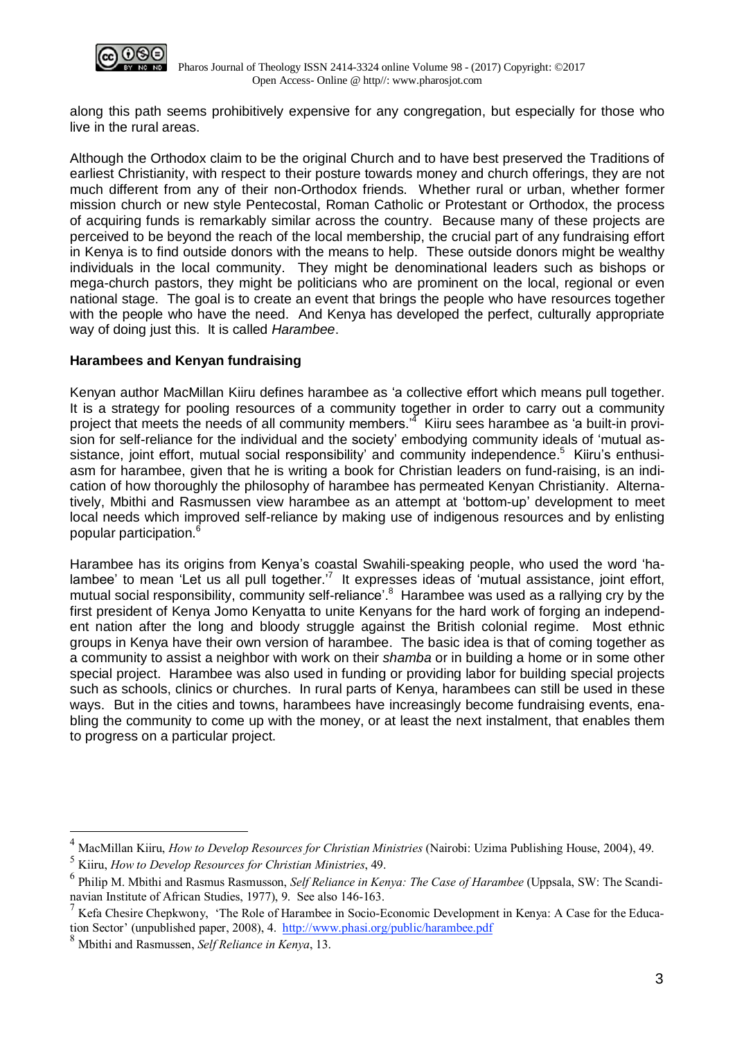along this path seems prohibitively expensive for any congregation, but especially for those who live in the rural areas.

Although the Orthodox claim to be the original Church and to have best preserved the Traditions of earliest Christianity, with respect to their posture towards money and church offerings, they are not much different from any of their non-Orthodox friends. Whether rural or urban, whether former mission church or new style Pentecostal, Roman Catholic or Protestant or Orthodox, the process of acquiring funds is remarkably similar across the country. Because many of these projects are perceived to be beyond the reach of the local membership, the crucial part of any fundraising effort in Kenya is to find outside donors with the means to help. These outside donors might be wealthy individuals in the local community. They might be denominational leaders such as bishops or mega-church pastors, they might be politicians who are prominent on the local, regional or even national stage. The goal is to create an event that brings the people who have resources together with the people who have the need. And Kenya has developed the perfect, culturally appropriate way of doing just this. It is called *Harambee*.

**Harambees and Kenyan fundraising**

Kenyan author MacMillan Kiiru defines harambee as 'a collective effort which means pull together. It is a strategy for pooling resources of a community together in order to carry out a community project that meets the needs of all community members.'[4] Kiiru sees harambee as 'a built-in provision for self-reliance for the individual and the society' embodying community ideals of 'mutual assistance, joint effort, mutual social responsibility' and community independence.[5] Kiiru's enthusiasm for harambee, given that he is writing a book for Christian leaders on fund-raising, is an indication of how thoroughly the philosophy of harambee has permeated Kenyan Christianity. Alternatively, Mbithi and Rasmussen view harambee as an attempt at 'bottom-up' development to meet local needs which improved self-reliance by making use of indigenous resources and by enlisting popular participation.[6]

Harambee has its origins from Kenya's coastal Swahili-speaking people, who used the word 'halambee' to mean 'Let us all pull together.'[7] It expresses ideas of 'mutual assistance, joint effort, mutual social responsibility, community self-reliance'.[8] Harambee was used as a rallying cry by the first president of Kenya Jomo Kenyatta to unite Kenyans for the hard work of forging an independent nation after the long and bloody struggle against the British colonial regime. Most ethnic groups in Kenya have their own version of harambee. The basic idea is that of coming together as a community to assist a neighbor with work on their *shamba* or in building a home or in some other special project. Harambee was also used in funding or providing labor for building special projects such as schools, clinics or churches. In rural parts of Kenya, harambees can still be used in these ways. But in the cities and towns, harambees have increasingly become fundraising events, enabling the community to come up with the money, or at least the next instalment, that enables them to progress on a particular project.

---

[4] MacMillan Kiiru, *How to Develop Resources for Christian Ministries* (Nairobi: Uzima Publishing House, 2004), 49.

[5] Kiiru, *How to Develop Resources for Christian Ministries*, 49.

[6] Philip M. Mbithi and Rasmus Rasmusson, *Self Reliance in Kenya: The Case of Harambee* (Uppsala, SW: The Scandinavian Institute of African Studies, 1977), 9. See also 146-163.

[7] Kefa Chesire Chepkwony, 'The Role of Harambee in Socio-Economic Development in Kenya: A Case for the Education Sector' (unpublished paper, 2008), 4. http://www.phasi.org/public/harambee.pdf

[8] Mbithi and Rasmussen, *Self Reliance in Kenya*, 13.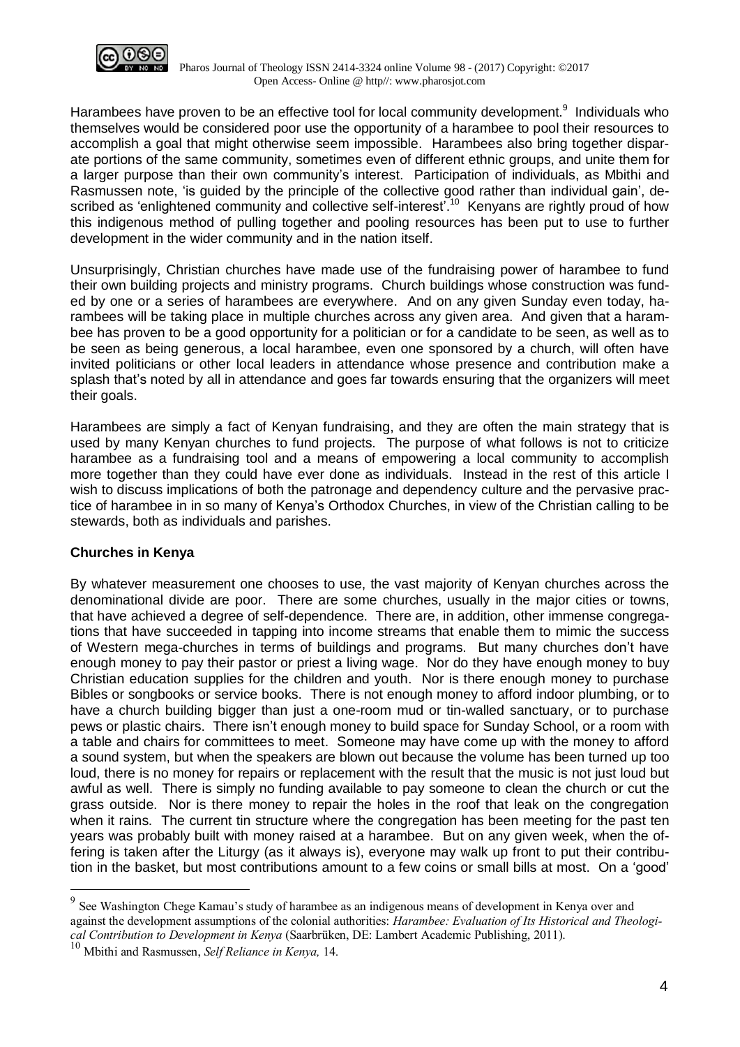Harambees have proven to be an effective tool for local community development.[9] Individuals who themselves would be considered poor use the opportunity of a harambee to pool their resources to accomplish a goal that might otherwise seem impossible. Harambees also bring together disparate portions of the same community, sometimes even of different ethnic groups, and unite them for a larger purpose than their own community's interest. Participation of individuals, as Mbithi and Rasmussen note, 'is guided by the principle of the collective good rather than individual gain', described as 'enlightened community and collective self-interest'.[10] Kenyans are rightly proud of how this indigenous method of pulling together and pooling resources has been put to use to further development in the wider community and in the nation itself.

Unsurprisingly, Christian churches have made use of the fundraising power of harambee to fund their own building projects and ministry programs. Church buildings whose construction was funded by one or a series of harambees are everywhere. And on any given Sunday even today, harambees will be taking place in multiple churches across any given area. And given that a harambee has proven to be a good opportunity for a politician or for a candidate to be seen, as well as to be seen as being generous, a local harambee, even one sponsored by a church, will often have invited politicians or other local leaders in attendance whose presence and contribution make a splash that's noted by all in attendance and goes far towards ensuring that the organizers will meet their goals.

Harambees are simply a fact of Kenyan fundraising, and they are often the main strategy that is used by many Kenyan churches to fund projects. The purpose of what follows is not to criticize harambee as a fundraising tool and a means of empowering a local community to accomplish more together than they could have ever done as individuals. Instead in the rest of this article I wish to discuss implications of both the patronage and dependency culture and the pervasive practice of harambee in in so many of Kenya's Orthodox Churches, in view of the Christian calling to be stewards, both as individuals and parishes.

### Churches in Kenya

By whatever measurement one chooses to use, the vast majority of Kenyan churches across the denominational divide are poor. There are some churches, usually in the major cities or towns, that have achieved a degree of self-dependence. There are, in addition, other immense congregations that have succeeded in tapping into income streams that enable them to mimic the success of Western mega-churches in terms of buildings and programs. But many churches don't have enough money to pay their pastor or priest a living wage. Nor do they have enough money to buy Christian education supplies for the children and youth. Nor is there enough money to purchase Bibles or songbooks or service books. There is not enough money to afford indoor plumbing, or to have a church building bigger than just a one-room mud or tin-walled sanctuary, or to purchase pews or plastic chairs. There isn't enough money to build space for Sunday School, or a room with a table and chairs for committees to meet. Someone may have come up with the money to afford a sound system, but when the speakers are blown out because the volume has been turned up too loud, there is no money for repairs or replacement with the result that the music is not just loud but awful as well. There is simply no funding available to pay someone to clean the church or cut the grass outside. Nor is there money to repair the holes in the roof that leak on the congregation when it rains. The current tin structure where the congregation has been meeting for the past ten years was probably built with money raised at a harambee. But on any given week, when the offering is taken after the Liturgy (as it always is), everyone may walk up front to put their contribution in the basket, but most contributions amount to a few coins or small bills at most. On a 'good'

---

[9] See Washington Chege Kamau's study of harambee as an indigenous means of development in Kenya over and against the development assumptions of the colonial authorities: *Harambee: Evaluation of Its Historical and Theological Contribution to Development in Kenya* (Saarbrüken, DE: Lambert Academic Publishing, 2011).

[10] Mbithi and Rasmussen, *Self Reliance in Kenya,* 14.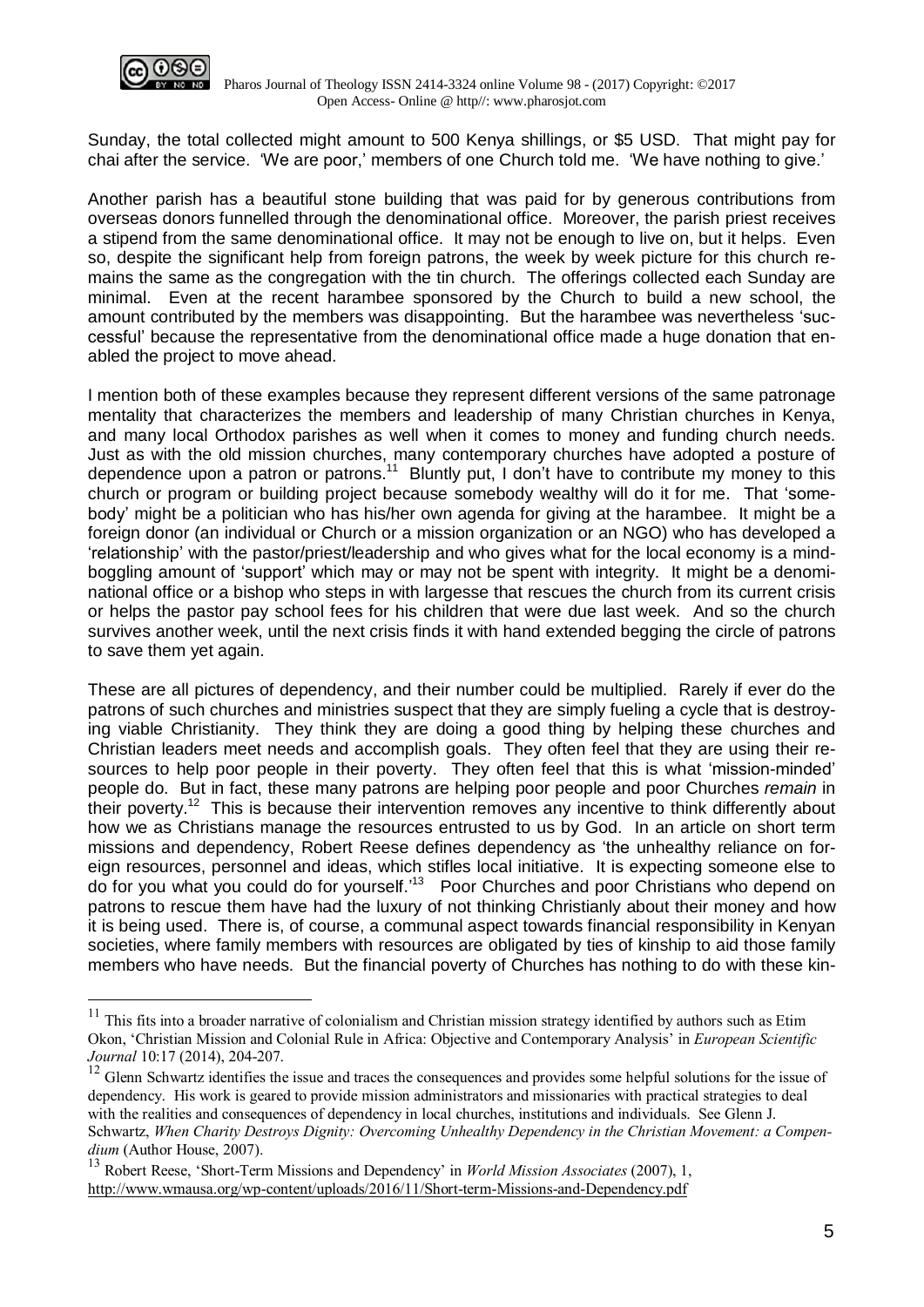Sunday, the total collected might amount to 500 Kenya shillings, or $5 USD. That might pay for chai after the service. 'We are poor,' members of one Church told me. 'We have nothing to give.'

Another parish has a beautiful stone building that was paid for by generous contributions from overseas donors funnelled through the denominational office. Moreover, the parish priest receives a stipend from the same denominational office. It may not be enough to live on, but it helps. Even so, despite the significant help from foreign patrons, the week by week picture for this church remains the same as the congregation with the tin church. The offerings collected each Sunday are minimal. Even at the recent harambee sponsored by the Church to build a new school, the amount contributed by the members was disappointing. But the harambee was nevertheless 'successful' because the representative from the denominational office made a huge donation that enabled the project to move ahead.

I mention both of these examples because they represent different versions of the same patronage mentality that characterizes the members and leadership of many Christian churches in Kenya, and many local Orthodox parishes as well when it comes to money and funding church needs. Just as with the old mission churches, many contemporary churches have adopted a posture of dependence upon a patron or patrons.[11] Bluntly put, I don't have to contribute my money to this church or program or building project because somebody wealthy will do it for me. That 'somebody' might be a politician who has his/her own agenda for giving at the harambee. It might be a foreign donor (an individual or Church or a mission organization or an NGO) who has developed a 'relationship' with the pastor/priest/leadership and who gives what for the local economy is a mind-boggling amount of 'support' which may or may not be spent with integrity. It might be a denominational office or a bishop who steps in with largesse that rescues the church from its current crisis or helps the pastor pay school fees for his children that were due last week. And so the church survives another week, until the next crisis finds it with hand extended begging the circle of patrons to save them yet again.

These are all pictures of dependency, and their number could be multiplied. Rarely if ever do the patrons of such churches and ministries suspect that they are simply fueling a cycle that is destroying viable Christianity. They think they are doing a good thing by helping these churches and Christian leaders meet needs and accomplish goals. They often feel that they are using their resources to help poor people in their poverty. They often feel that this is what 'mission-minded' people do. But in fact, these many patrons are helping poor people and poor Churches *remain* in their poverty.[12] This is because their intervention removes any incentive to think differently about how we as Christians manage the resources entrusted to us by God. In an article on short term missions and dependency, Robert Reese defines dependency as 'the unhealthy reliance on foreign resources, personnel and ideas, which stifles local initiative. It is expecting someone else to do for you what you could do for yourself.'[13] Poor Churches and poor Christians who depend on patrons to rescue them have had the luxury of not thinking Christianly about their money and how it is being used. There is, of course, a communal aspect towards financial responsibility in Kenyan societies, where family members with resources are obligated by ties of kinship to aid those family members who have needs. But the financial poverty of Churches has nothing to do with these kin-

---

[11] This fits into a broader narrative of colonialism and Christian mission strategy identified by authors such as Etim Okon, 'Christian Mission and Colonial Rule in Africa: Objective and Contemporary Analysis' in *European Scientific Journal* 10:17 (2014), 204-207.

[12] Glenn Schwartz identifies the issue and traces the consequences and provides some helpful solutions for the issue of dependency. His work is geared to provide mission administrators and missionaries with practical strategies to deal with the realities and consequences of dependency in local churches, institutions and individuals. See Glenn J. Schwartz, *When Charity Destroys Dignity: Overcoming Unhealthy Dependency in the Christian Movement: a Compendium* (Author House, 2007).

[13] Robert Reese, 'Short-Term Missions and Dependency' in *World Mission Associates* (2007), 1, http://www.wmausa.org/wp-content/uploads/2016/11/Short-term-Missions-and-Dependency.pdf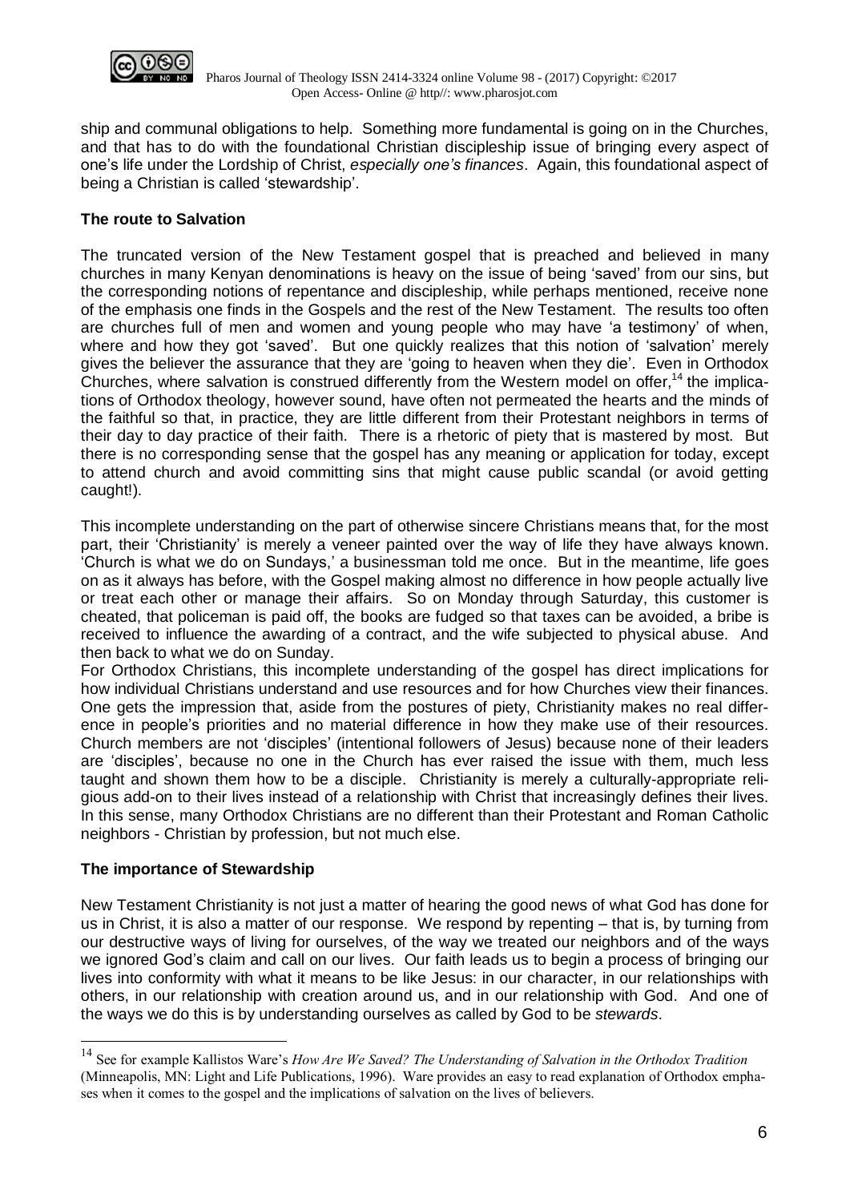ship and communal obligations to help. Something more fundamental is going on in the Churches, and that has to do with the foundational Christian discipleship issue of bringing every aspect of one's life under the Lordship of Christ, *especially one's finances*. Again, this foundational aspect of being a Christian is called 'stewardship'.

**The route to Salvation**

The truncated version of the New Testament gospel that is preached and believed in many churches in many Kenyan denominations is heavy on the issue of being 'saved' from our sins, but the corresponding notions of repentance and discipleship, while perhaps mentioned, receive none of the emphasis one finds in the Gospels and the rest of the New Testament. The results too often are churches full of men and women and young people who may have 'a testimony' of when, where and how they got 'saved'. But one quickly realizes that this notion of 'salvation' merely gives the believer the assurance that they are 'going to heaven when they die'. Even in Orthodox Churches, where salvation is construed differently from the Western model on offer,[14] the implications of Orthodox theology, however sound, have often not permeated the hearts and the minds of the faithful so that, in practice, they are little different from their Protestant neighbors in terms of their day to day practice of their faith. There is a rhetoric of piety that is mastered by most. But there is no corresponding sense that the gospel has any meaning or application for today, except to attend church and avoid committing sins that might cause public scandal (or avoid getting caught!).

This incomplete understanding on the part of otherwise sincere Christians means that, for the most part, their 'Christianity' is merely a veneer painted over the way of life they have always known. 'Church is what we do on Sundays,' a businessman told me once. But in the meantime, life goes on as it always has before, with the Gospel making almost no difference in how people actually live or treat each other or manage their affairs. So on Monday through Saturday, this customer is cheated, that policeman is paid off, the books are fudged so that taxes can be avoided, a bribe is received to influence the awarding of a contract, and the wife subjected to physical abuse. And then back to what we do on Sunday.

For Orthodox Christians, this incomplete understanding of the gospel has direct implications for how individual Christians understand and use resources and for how Churches view their finances. One gets the impression that, aside from the postures of piety, Christianity makes no real difference in people's priorities and no material difference in how they make use of their resources. Church members are not 'disciples' (intentional followers of Jesus) because none of their leaders are 'disciples', because no one in the Church has ever raised the issue with them, much less taught and shown them how to be a disciple. Christianity is merely a culturally-appropriate religious add-on to their lives instead of a relationship with Christ that increasingly defines their lives. In this sense, many Orthodox Christians are no different than their Protestant and Roman Catholic neighbors - Christian by profession, but not much else.

**The importance of Stewardship**

New Testament Christianity is not just a matter of hearing the good news of what God has done for us in Christ, it is also a matter of our response. We respond by repenting – that is, by turning from our destructive ways of living for ourselves, of the way we treated our neighbors and of the ways we ignored God's claim and call on our lives. Our faith leads us to begin a process of bringing our lives into conformity with what it means to be like Jesus: in our character, in our relationships with others, in our relationship with creation around us, and in our relationship with God. And one of the ways we do this is by understanding ourselves as called by God to be *stewards*.

[14] See for example Kallistos Ware's *How Are We Saved? The Understanding of Salvation in the Orthodox Tradition* (Minneapolis, MN: Light and Life Publications, 1996). Ware provides an easy to read explanation of Orthodox emphases when it comes to the gospel and the implications of salvation on the lives of believers.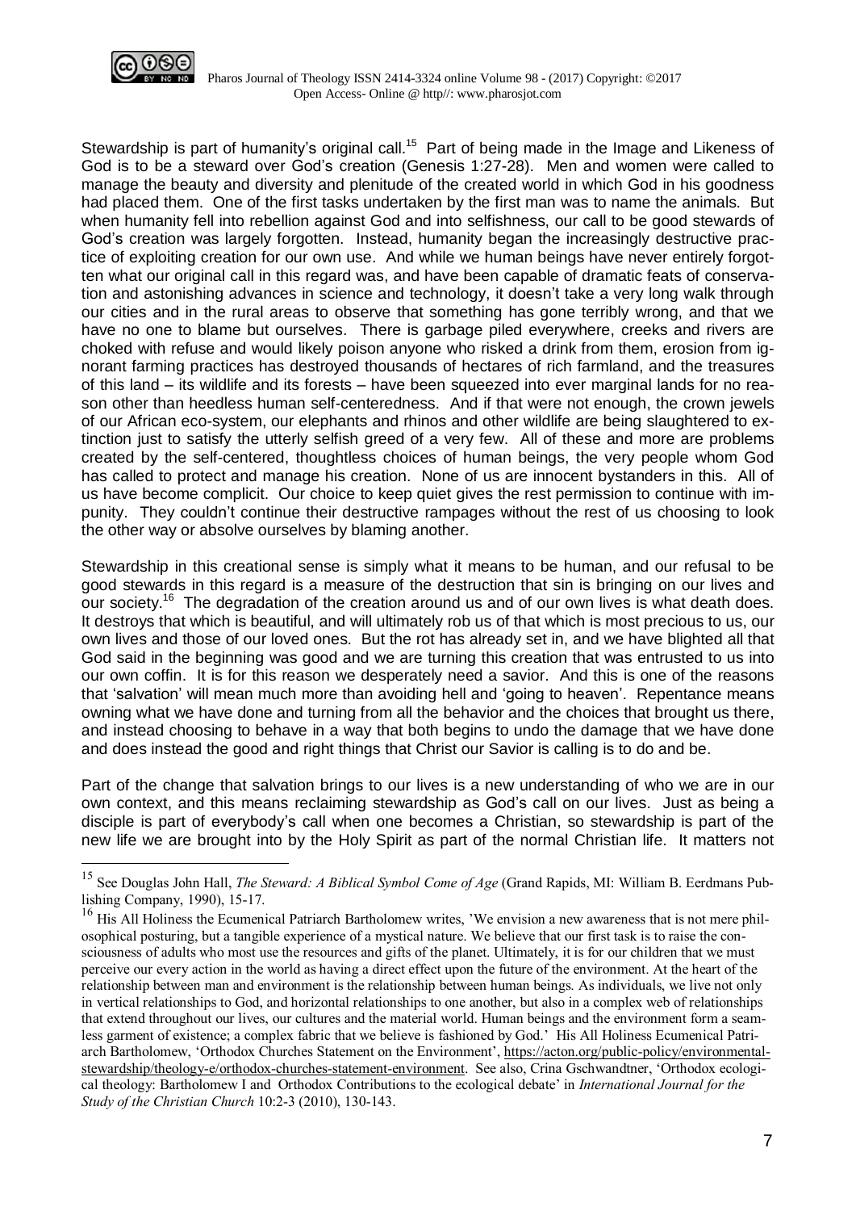Stewardship is part of humanity's original call.[15] Part of being made in the Image and Likeness of God is to be a steward over God's creation (Genesis 1:27-28). Men and women were called to manage the beauty and diversity and plenitude of the created world in which God in his goodness had placed them. One of the first tasks undertaken by the first man was to name the animals. But when humanity fell into rebellion against God and into selfishness, our call to be good stewards of God's creation was largely forgotten. Instead, humanity began the increasingly destructive practice of exploiting creation for our own use. And while we human beings have never entirely forgotten what our original call in this regard was, and have been capable of dramatic feats of conservation and astonishing advances in science and technology, it doesn't take a very long walk through our cities and in the rural areas to observe that something has gone terribly wrong, and that we have no one to blame but ourselves. There is garbage piled everywhere, creeks and rivers are choked with refuse and would likely poison anyone who risked a drink from them, erosion from ignorant farming practices has destroyed thousands of hectares of rich farmland, and the treasures of this land – its wildlife and its forests – have been squeezed into ever marginal lands for no reason other than heedless human self-centeredness. And if that were not enough, the crown jewels of our African eco-system, our elephants and rhinos and other wildlife are being slaughtered to extinction just to satisfy the utterly selfish greed of a very few. All of these and more are problems created by the self-centered, thoughtless choices of human beings, the very people whom God has called to protect and manage his creation. None of us are innocent bystanders in this. All of us have become complicit. Our choice to keep quiet gives the rest permission to continue with impunity. They couldn't continue their destructive rampages without the rest of us choosing to look the other way or absolve ourselves by blaming another.

Stewardship in this creational sense is simply what it means to be human, and our refusal to be good stewards in this regard is a measure of the destruction that sin is bringing on our lives and our society.[16] The degradation of the creation around us and of our own lives is what death does. It destroys that which is beautiful, and will ultimately rob us of that which is most precious to us, our own lives and those of our loved ones. But the rot has already set in, and we have blighted all that God said in the beginning was good and we are turning this creation that was entrusted to us into our own coffin. It is for this reason we desperately need a savior. And this is one of the reasons that 'salvation' will mean much more than avoiding hell and 'going to heaven'. Repentance means owning what we have done and turning from all the behavior and the choices that brought us there, and instead choosing to behave in a way that both begins to undo the damage that we have done and does instead the good and right things that Christ our Savior is calling is to do and be.

Part of the change that salvation brings to our lives is a new understanding of who we are in our own context, and this means reclaiming stewardship as God's call on our lives. Just as being a disciple is part of everybody's call when one becomes a Christian, so stewardship is part of the new life we are brought into by the Holy Spirit as part of the normal Christian life. It matters not

---

[15] See Douglas John Hall, *The Steward: A Biblical Symbol Come of Age* (Grand Rapids, MI: William B. Eerdmans Publishing Company, 1990), 15-17.

[16] His All Holiness the Ecumenical Patriarch Bartholomew writes, 'We envision a new awareness that is not mere philosophical posturing, but a tangible experience of a mystical nature. We believe that our first task is to raise the consciousness of adults who most use the resources and gifts of the planet. Ultimately, it is for our children that we must perceive our every action in the world as having a direct effect upon the future of the environment. At the heart of the relationship between man and environment is the relationship between human beings. As individuals, we live not only in vertical relationships to God, and horizontal relationships to one another, but also in a complex web of relationships that extend throughout our lives, our cultures and the material world. Human beings and the environment form a seamless garment of existence; a complex fabric that we believe is fashioned by God.' His All Holiness Ecumenical Patriarch Bartholomew, 'Orthodox Churches Statement on the Environment', https://acton.org/public-policy/environmental-stewardship/theology-e/orthodox-churches-statement-environment. See also, Crina Gschwandtner, 'Orthodox ecological theology: Bartholomew I and Orthodox Contributions to the ecological debate' in *International Journal for the Study of the Christian Church* 10:2-3 (2010), 130-143.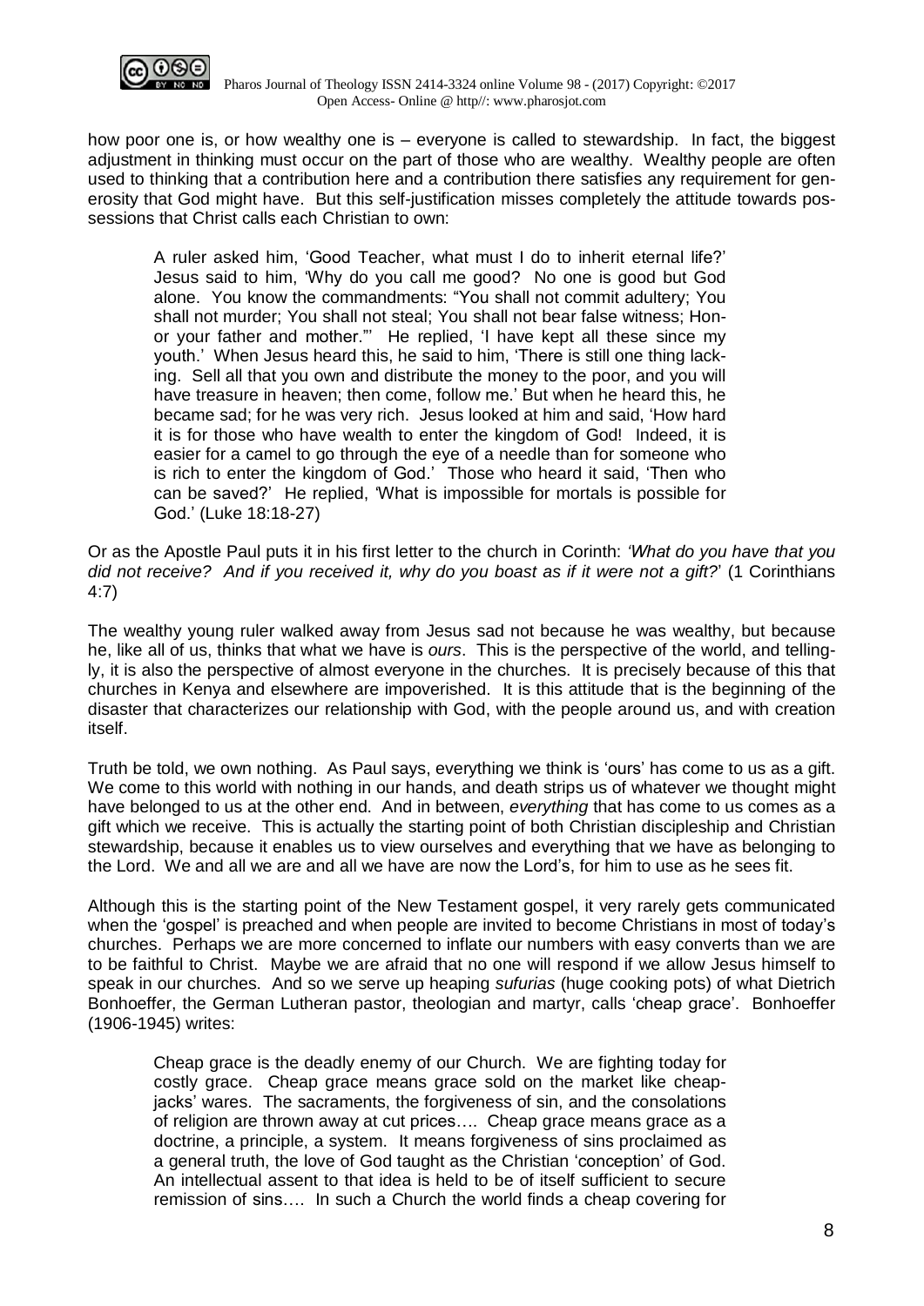how poor one is, or how wealthy one is – everyone is called to stewardship. In fact, the biggest adjustment in thinking must occur on the part of those who are wealthy. Wealthy people are often used to thinking that a contribution here and a contribution there satisfies any requirement for generosity that God might have. But this self-justification misses completely the attitude towards possessions that Christ calls each Christian to own:

> A ruler asked him, 'Good Teacher, what must I do to inherit eternal life?' Jesus said to him, 'Why do you call me good? No one is good but God alone. You know the commandments: "You shall not commit adultery; You shall not murder; You shall not steal; You shall not bear false witness; Honor your father and mother."' He replied, 'I have kept all these since my youth.' When Jesus heard this, he said to him, 'There is still one thing lacking. Sell all that you own and distribute the money to the poor, and you will have treasure in heaven; then come, follow me.' But when he heard this, he became sad; for he was very rich. Jesus looked at him and said, 'How hard it is for those who have wealth to enter the kingdom of God! Indeed, it is easier for a camel to go through the eye of a needle than for someone who is rich to enter the kingdom of God.' Those who heard it said, 'Then who can be saved?' He replied, 'What is impossible for mortals is possible for God.' (Luke 18:18-27)

Or as the Apostle Paul puts it in his first letter to the church in Corinth: *'What do you have that you did not receive? And if you received it, why do you boast as if it were not a gift?*' (1 Corinthians 4:7)

The wealthy young ruler walked away from Jesus sad not because he was wealthy, but because he, like all of us, thinks that what we have is *ours*. This is the perspective of the world, and tellingly, it is also the perspective of almost everyone in the churches. It is precisely because of this that churches in Kenya and elsewhere are impoverished. It is this attitude that is the beginning of the disaster that characterizes our relationship with God, with the people around us, and with creation itself.

Truth be told, we own nothing. As Paul says, everything we think is 'ours' has come to us as a gift. We come to this world with nothing in our hands, and death strips us of whatever we thought might have belonged to us at the other end. And in between, *everything* that has come to us comes as a gift which we receive. This is actually the starting point of both Christian discipleship and Christian stewardship, because it enables us to view ourselves and everything that we have as belonging to the Lord. We and all we are and all we have are now the Lord's, for him to use as he sees fit.

Although this is the starting point of the New Testament gospel, it very rarely gets communicated when the 'gospel' is preached and when people are invited to become Christians in most of today's churches. Perhaps we are more concerned to inflate our numbers with easy converts than we are to be faithful to Christ. Maybe we are afraid that no one will respond if we allow Jesus himself to speak in our churches. And so we serve up heaping *sufurias* (huge cooking pots) of what Dietrich Bonhoeffer, the German Lutheran pastor, theologian and martyr, calls 'cheap grace'. Bonhoeffer (1906-1945) writes:

> Cheap grace is the deadly enemy of our Church. We are fighting today for costly grace. Cheap grace means grace sold on the market like cheapjacks' wares. The sacraments, the forgiveness of sin, and the consolations of religion are thrown away at cut prices…. Cheap grace means grace as a doctrine, a principle, a system. It means forgiveness of sins proclaimed as a general truth, the love of God taught as the Christian 'conception' of God. An intellectual assent to that idea is held to be of itself sufficient to secure remission of sins…. In such a Church the world finds a cheap covering for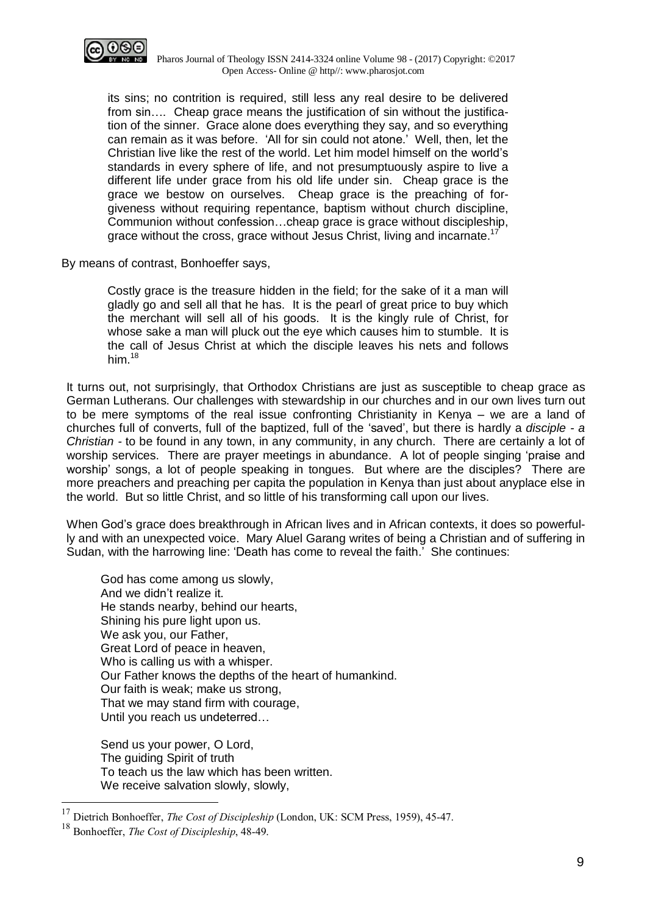> its sins; no contrition is required, still less any real desire to be delivered from sin…. Cheap grace means the justification of sin without the justification of the sinner. Grace alone does everything they say, and so everything can remain as it was before. 'All for sin could not atone.' Well, then, let the Christian live like the rest of the world. Let him model himself on the world's standards in every sphere of life, and not presumptuously aspire to live a different life under grace from his old life under sin. Cheap grace is the grace we bestow on ourselves. Cheap grace is the preaching of forgiveness without requiring repentance, baptism without church discipline, Communion without confession…cheap grace is grace without discipleship, grace without the cross, grace without Jesus Christ, living and incarnate.[17]

By means of contrast, Bonhoeffer says,

> Costly grace is the treasure hidden in the field; for the sake of it a man will gladly go and sell all that he has. It is the pearl of great price to buy which the merchant will sell all of his goods. It is the kingly rule of Christ, for whose sake a man will pluck out the eye which causes him to stumble. It is the call of Jesus Christ at which the disciple leaves his nets and follows him.[18]

It turns out, not surprisingly, that Orthodox Christians are just as susceptible to cheap grace as German Lutherans. Our challenges with stewardship in our churches and in our own lives turn out to be mere symptoms of the real issue confronting Christianity in Kenya – we are a land of churches full of converts, full of the baptized, full of the 'saved', but there is hardly a *disciple - a Christian* - to be found in any town, in any community, in any church. There are certainly a lot of worship services. There are prayer meetings in abundance. A lot of people singing 'praise and worship' songs, a lot of people speaking in tongues. But where are the disciples? There are more preachers and preaching per capita the population in Kenya than just about anyplace else in the world. But so little Christ, and so little of his transforming call upon our lives.

When God's grace does breakthrough in African lives and in African contexts, it does so powerfully and with an unexpected voice. Mary Aluel Garang writes of being a Christian and of suffering in Sudan, with the harrowing line: 'Death has come to reveal the faith.' She continues:

> God has come among us slowly,
> And we didn't realize it.
> He stands nearby, behind our hearts,
> Shining his pure light upon us.
> We ask you, our Father,
> Great Lord of peace in heaven,
> Who is calling us with a whisper.
> Our Father knows the depths of the heart of humankind.
> Our faith is weak; make us strong,
> That we may stand firm with courage,
> Until you reach us undeterred…
>
> Send us your power, O Lord,
> The guiding Spirit of truth
> To teach us the law which has been written.
> We receive salvation slowly, slowly,

---

[17] Dietrich Bonhoeffer, *The Cost of Discipleship* (London, UK: SCM Press, 1959), 45-47.

[18] Bonhoeffer, *The Cost of Discipleship*, 48-49.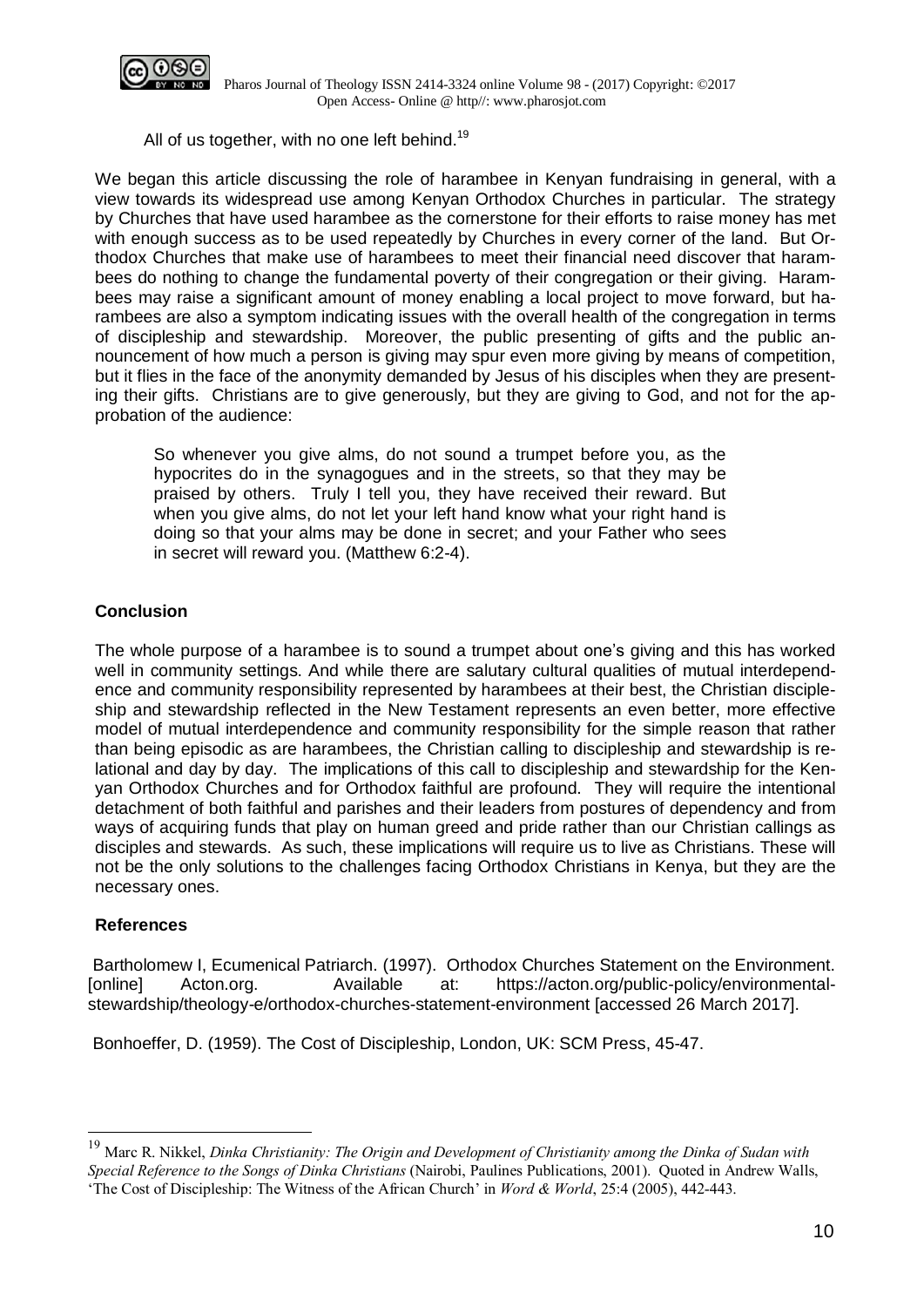All of us together, with no one left behind.[19]

We began this article discussing the role of harambee in Kenyan fundraising in general, with a view towards its widespread use among Kenyan Orthodox Churches in particular. The strategy by Churches that have used harambee as the cornerstone for their efforts to raise money has met with enough success as to be used repeatedly by Churches in every corner of the land. But Orthodox Churches that make use of harambees to meet their financial need discover that harambees do nothing to change the fundamental poverty of their congregation or their giving. Harambees may raise a significant amount of money enabling a local project to move forward, but harambees are also a symptom indicating issues with the overall health of the congregation in terms of discipleship and stewardship. Moreover, the public presenting of gifts and the public announcement of how much a person is giving may spur even more giving by means of competition, but it flies in the face of the anonymity demanded by Jesus of his disciples when they are presenting their gifts. Christians are to give generously, but they are giving to God, and not for the approbation of the audience:

> So whenever you give alms, do not sound a trumpet before you, as the hypocrites do in the synagogues and in the streets, so that they may be praised by others. Truly I tell you, they have received their reward. But when you give alms, do not let your left hand know what your right hand is doing so that your alms may be done in secret; and your Father who sees in secret will reward you. (Matthew 6:2-4).

## Conclusion

The whole purpose of a harambee is to sound a trumpet about one's giving and this has worked well in community settings. And while there are salutary cultural qualities of mutual interdependence and community responsibility represented by harambees at their best, the Christian discipleship and stewardship reflected in the New Testament represents an even better, more effective model of mutual interdependence and community responsibility for the simple reason that rather than being episodic as are harambees, the Christian calling to discipleship and stewardship is relational and day by day. The implications of this call to discipleship and stewardship for the Kenyan Orthodox Churches and for Orthodox faithful are profound. They will require the intentional detachment of both faithful and parishes and their leaders from postures of dependency and from ways of acquiring funds that play on human greed and pride rather than our Christian callings as disciples and stewards. As such, these implications will require us to live as Christians. These will not be the only solutions to the challenges facing Orthodox Christians in Kenya, but they are the necessary ones.

## References

Bartholomew I, Ecumenical Patriarch. (1997). Orthodox Churches Statement on the Environment. [online] Acton.org. Available at: https://acton.org/public-policy/environmental-stewardship/theology-e/orthodox-churches-statement-environment [accessed 26 March 2017].

Bonhoeffer, D. (1959). The Cost of Discipleship, London, UK: SCM Press, 45-47.

---

[19] Marc R. Nikkel, *Dinka Christianity: The Origin and Development of Christianity among the Dinka of Sudan with Special Reference to the Songs of Dinka Christians* (Nairobi, Paulines Publications, 2001). Quoted in Andrew Walls, 'The Cost of Discipleship: The Witness of the African Church' in *Word & World*, 25:4 (2005), 442-443.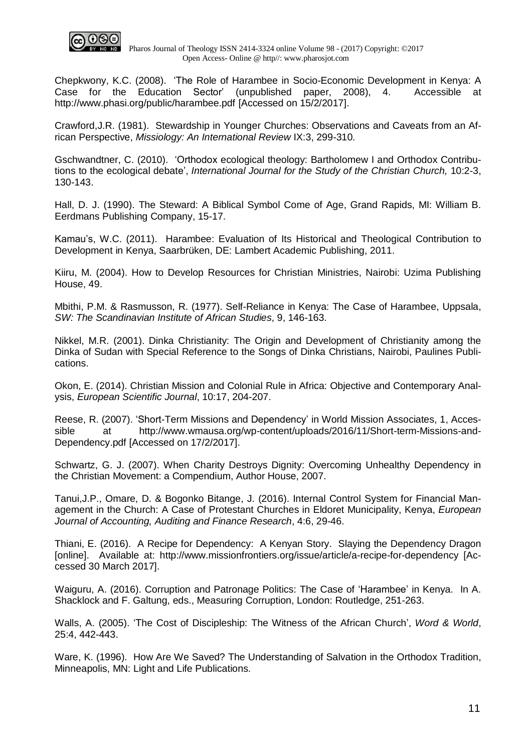Chepkwony, K.C. (2008). 'The Role of Harambee in Socio-Economic Development in Kenya: A Case for the Education Sector' (unpublished paper, 2008), 4. Accessible at http://www.phasi.org/public/harambee.pdf [Accessed on 15/2/2017].

Crawford,J.R. (1981). Stewardship in Younger Churches: Observations and Caveats from an African Perspective, *Missiology: An International Review* IX:3, 299-310.

Gschwandtner, C. (2010). 'Orthodox ecological theology: Bartholomew I and Orthodox Contributions to the ecological debate', *International Journal for the Study of the Christian Church,* 10:2-3, 130-143.

Hall, D. J. (1990). The Steward: A Biblical Symbol Come of Age, Grand Rapids, MI: William B. Eerdmans Publishing Company, 15-17.

Kamau's, W.C. (2011). Harambee: Evaluation of Its Historical and Theological Contribution to Development in Kenya, Saarbrüken, DE: Lambert Academic Publishing, 2011.

Kiiru, M. (2004). How to Develop Resources for Christian Ministries, Nairobi: Uzima Publishing House, 49.

Mbithi, P.M. & Rasmusson, R. (1977). Self-Reliance in Kenya: The Case of Harambee, Uppsala, *SW: The Scandinavian Institute of African Studies*, 9, 146-163.

Nikkel, M.R. (2001). Dinka Christianity: The Origin and Development of Christianity among the Dinka of Sudan with Special Reference to the Songs of Dinka Christians, Nairobi, Paulines Publications.

Okon, E. (2014). Christian Mission and Colonial Rule in Africa: Objective and Contemporary Analysis, *European Scientific Journal*, 10:17, 204-207.

Reese, R. (2007). 'Short-Term Missions and Dependency' in World Mission Associates, 1, Accessible at http://www.wmausa.org/wp-content/uploads/2016/11/Short-term-Missions-and-Dependency.pdf [Accessed on 17/2/2017].

Schwartz, G. J. (2007). When Charity Destroys Dignity: Overcoming Unhealthy Dependency in the Christian Movement: a Compendium, Author House, 2007.

Tanui,J.P., Omare, D. & Bogonko Bitange, J. (2016). Internal Control System for Financial Management in the Church: A Case of Protestant Churches in Eldoret Municipality, Kenya, *European Journal of Accounting, Auditing and Finance Research*, 4:6, 29-46.

Thiani, E. (2016). A Recipe for Dependency: A Kenyan Story. Slaying the Dependency Dragon [online]. Available at: http://www.missionfrontiers.org/issue/article/a-recipe-for-dependency [Accessed 30 March 2017].

Waiguru, A. (2016). Corruption and Patronage Politics: The Case of 'Harambee' in Kenya. In A. Shacklock and F. Galtung, eds., Measuring Corruption, London: Routledge, 251-263.

Walls, A. (2005). 'The Cost of Discipleship: The Witness of the African Church', *Word & World*, 25:4, 442-443.

Ware, K. (1996). How Are We Saved? The Understanding of Salvation in the Orthodox Tradition, Minneapolis, MN: Light and Life Publications.